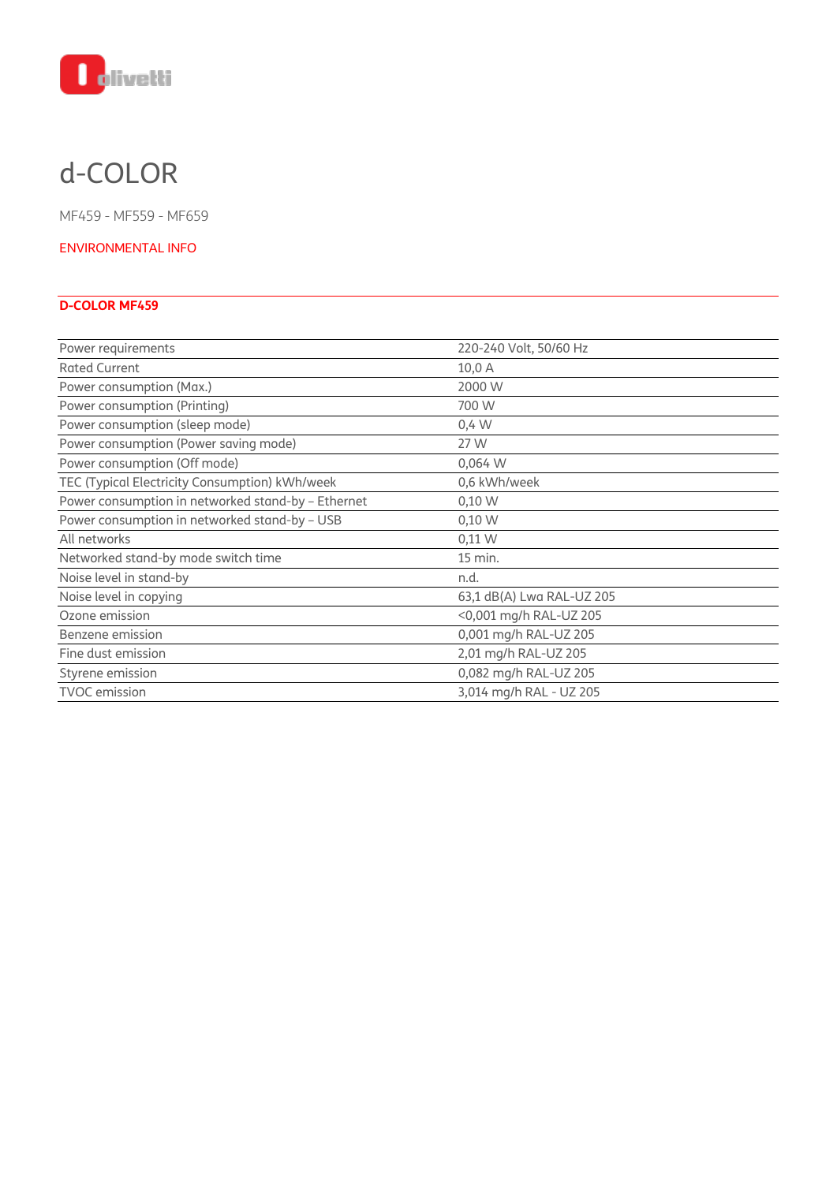# d-COLOR

MF459 - MF559 - MF659

ENVIRONMENTAL INFO

## D-COLOR MF459

| | |
|---|---|
| Power requirements | 220-240 Volt, 50/60 Hz |
| Rated Current | 10,0 A |
| Power consumption (Max.) | 2000 W |
| Power consumption (Printing) | 700 W |
| Power consumption (sleep mode) | 0,4 W |
| Power consumption (Power saving mode) | 27 W |
| Power consumption (Off mode) | 0,064 W |
| TEC (Typical Electricity Consumption) kWh/week | 0,6 kWh/week |
| Power consumption in networked stand-by – Ethernet | 0,10 W |
| Power consumption in networked stand-by – USB | 0,10 W |
| All networks | 0,11 W |
| Networked stand-by mode switch time | 15 min. |
| Noise level in stand-by | n.d. |
| Noise level in copying | 63,1 dB(A) Lwa RAL-UZ 205 |
| Ozone emission | <0,001 mg/h RAL-UZ 205 |
| Benzene emission | 0,001 mg/h RAL-UZ 205 |
| Fine dust emission | 2,01 mg/h RAL-UZ 205 |
| Styrene emission | 0,082 mg/h RAL-UZ 205 |
| TVOC emission | 3,014 mg/h RAL - UZ 205 |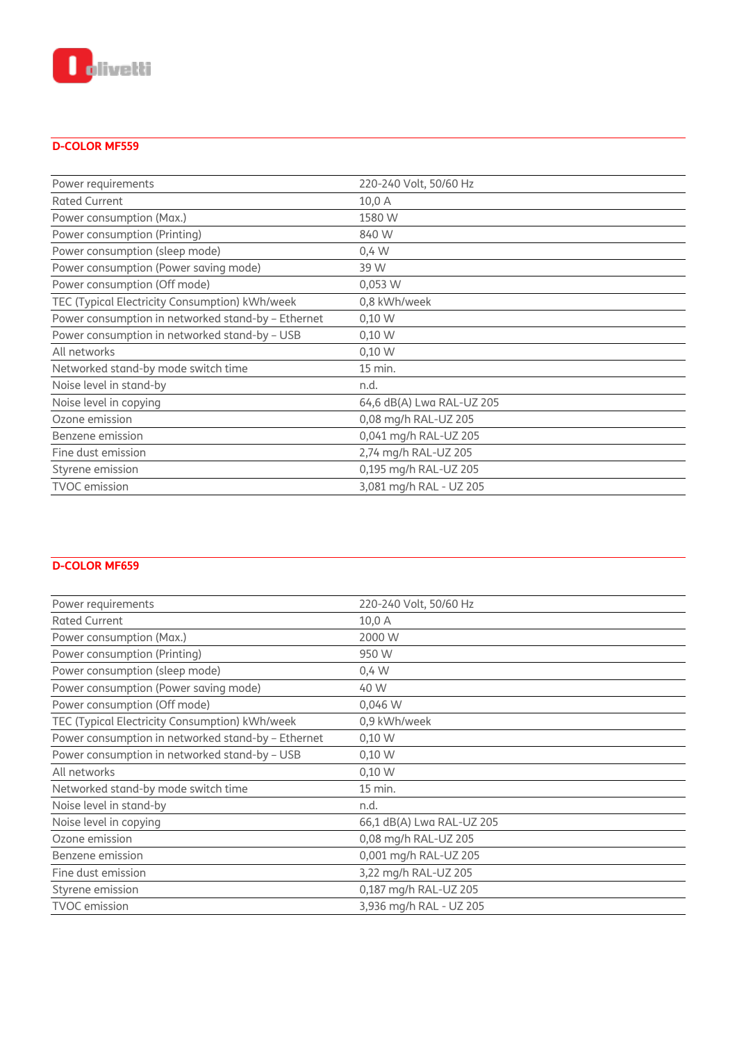## D-COLOR MF559

| | |
|---|---|
| Power requirements | 220-240 Volt, 50/60 Hz |
| Rated Current | 10,0 A |
| Power consumption (Max.) | 1580 W |
| Power consumption (Printing) | 840 W |
| Power consumption (sleep mode) | 0,4 W |
| Power consumption (Power saving mode) | 39 W |
| Power consumption (Off mode) | 0,053 W |
| TEC (Typical Electricity Consumption) kWh/week | 0,8 kWh/week |
| Power consumption in networked stand-by – Ethernet | 0,10 W |
| Power consumption in networked stand-by – USB | 0,10 W |
| All networks | 0,10 W |
| Networked stand-by mode switch time | 15 min. |
| Noise level in stand-by | n.d. |
| Noise level in copying | 64,6 dB(A) Lwa RAL-UZ 205 |
| Ozone emission | 0,08 mg/h RAL-UZ 205 |
| Benzene emission | 0,041 mg/h RAL-UZ 205 |
| Fine dust emission | 2,74 mg/h RAL-UZ 205 |
| Styrene emission | 0,195 mg/h RAL-UZ 205 |
| TVOC emission | 3,081 mg/h RAL - UZ 205 |

## D-COLOR MF659

| | |
|---|---|
| Power requirements | 220-240 Volt, 50/60 Hz |
| Rated Current | 10,0 A |
| Power consumption (Max.) | 2000 W |
| Power consumption (Printing) | 950 W |
| Power consumption (sleep mode) | 0,4 W |
| Power consumption (Power saving mode) | 40 W |
| Power consumption (Off mode) | 0,046 W |
| TEC (Typical Electricity Consumption) kWh/week | 0,9 kWh/week |
| Power consumption in networked stand-by – Ethernet | 0,10 W |
| Power consumption in networked stand-by – USB | 0,10 W |
| All networks | 0,10 W |
| Networked stand-by mode switch time | 15 min. |
| Noise level in stand-by | n.d. |
| Noise level in copying | 66,1 dB(A) Lwa RAL-UZ 205 |
| Ozone emission | 0,08 mg/h RAL-UZ 205 |
| Benzene emission | 0,001 mg/h RAL-UZ 205 |
| Fine dust emission | 3,22 mg/h RAL-UZ 205 |
| Styrene emission | 0,187 mg/h RAL-UZ 205 |
| TVOC emission | 3,936 mg/h RAL - UZ 205 |